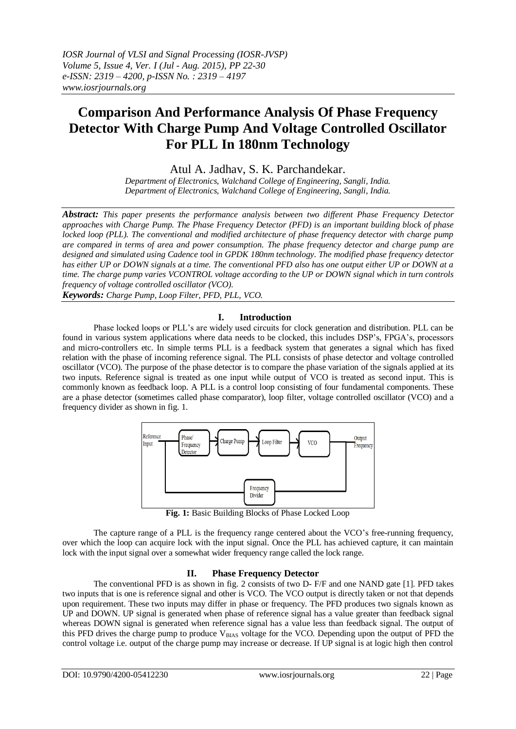*IOSR Journal of VLSI and Signal Processing (IOSR-JVSP)*
*Volume 5, Issue 4, Ver. I (Jul - Aug. 2015), PP 22-30*
*e-ISSN: 2319 – 4200, p-ISSN No. : 2319 – 4197*
*www.iosrjournals.org*

# Comparison And Performance Analysis Of Phase Frequency Detector With Charge Pump And Voltage Controlled Oscillator For PLL In 180nm Technology

Atul A. Jadhav, S. K. Parchandekar.

*Department of Electronics, Walchand College of Engineering, Sangli, India.*
*Department of Electronics, Walchand College of Engineering, Sangli, India.*

***Abstract:*** *This paper presents the performance analysis between two different Phase Frequency Detector approaches with Charge Pump. The Phase Frequency Detector (PFD) is an important building block of phase locked loop (PLL). The conventional and modified architecture of phase frequency detector with charge pump are compared in terms of area and power consumption. The phase frequency detector and charge pump are designed and simulated using Cadence tool in GPDK 180nm technology. The modified phase frequency detector has either UP or DOWN signals at a time. The conventional PFD also has one output either UP or DOWN at a time. The charge pump varies VCONTROL voltage according to the UP or DOWN signal which in turn controls frequency of voltage controlled oscillator (VCO).*

***Keywords:*** *Charge Pump, Loop Filter, PFD, PLL, VCO.*

## I. Introduction

Phase locked loops or PLL's are widely used circuits for clock generation and distribution. PLL can be found in various system applications where data needs to be clocked, this includes DSP's, FPGA's, processors and micro-controllers etc. In simple terms PLL is a feedback system that generates a signal which has fixed relation with the phase of incoming reference signal. The PLL consists of phase detector and voltage controlled oscillator (VCO). The purpose of the phase detector is to compare the phase variation of the signals applied at its two inputs. Reference signal is treated as one input while output of VCO is treated as second input. This is commonly known as feedback loop. A PLL is a control loop consisting of four fundamental components. These are a phase detector (sometimes called phase comparator), loop filter, voltage controlled oscillator (VCO) and a frequency divider as shown in fig. 1.

**Fig. 1:** Basic Building Blocks of Phase Locked Loop

The capture range of a PLL is the frequency range centered about the VCO's free-running frequency, over which the loop can acquire lock with the input signal. Once the PLL has achieved capture, it can maintain lock with the input signal over a somewhat wider frequency range called the lock range.

## II. Phase Frequency Detector

The conventional PFD is as shown in fig. 2 consists of two D- F/F and one NAND gate [1]. PFD takes two inputs that is one is reference signal and other is VCO. The VCO output is directly taken or not that depends upon requirement. These two inputs may differ in phase or frequency. The PFD produces two signals known as UP and DOWN. UP signal is generated when phase of reference signal has a value greater than feedback signal whereas DOWN signal is generated when reference signal has a value less than feedback signal. The output of this PFD drives the charge pump to produce $V_{BIAS}$ voltage for the VCO. Depending upon the output of PFD the control voltage i.e. output of the charge pump may increase or decrease. If UP signal is at logic high then control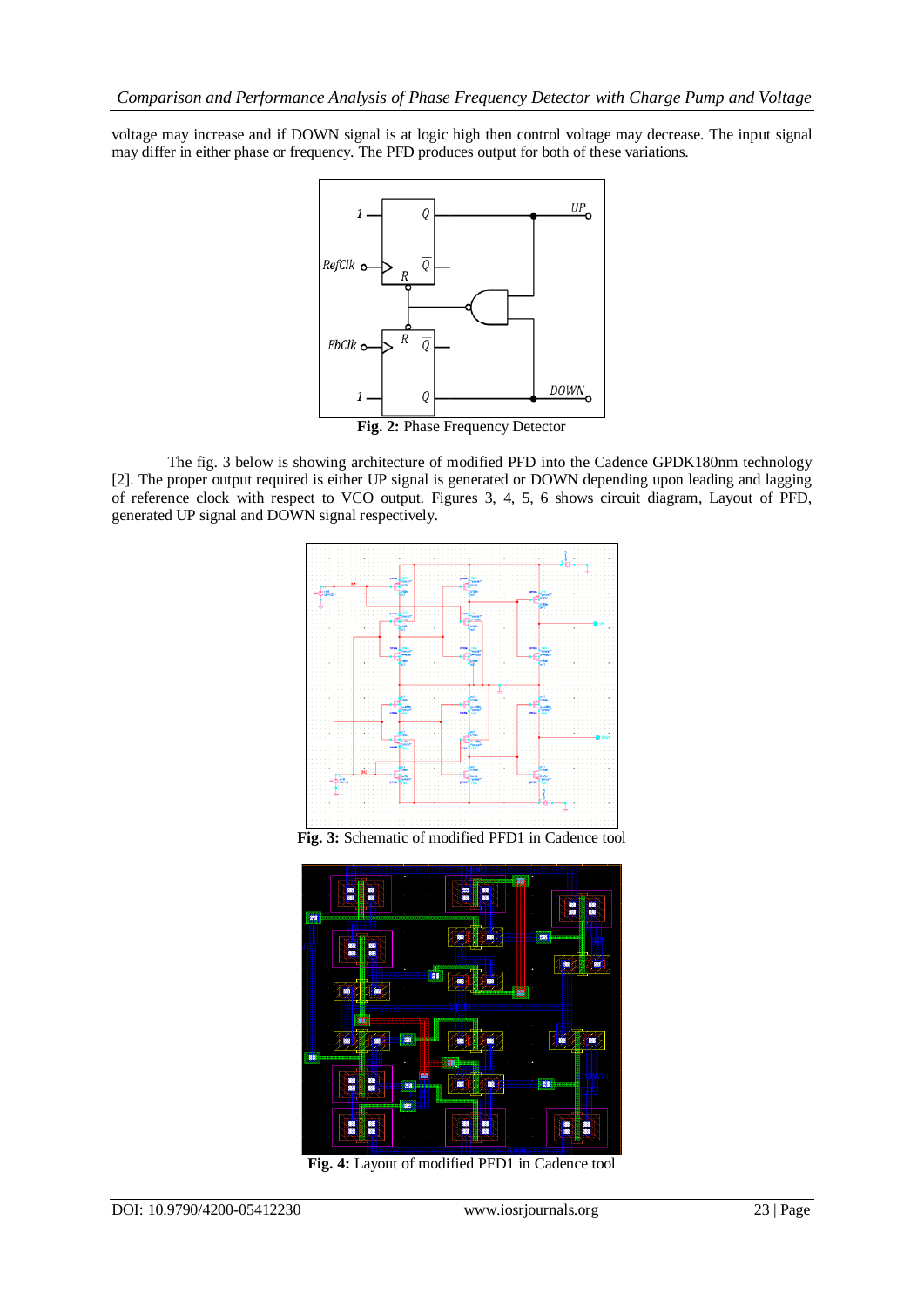voltage may increase and if DOWN signal is at logic high then control voltage may decrease. The input signal may differ in either phase or frequency. The PFD produces output for both of these variations.

**Fig. 2:** Phase Frequency Detector

The fig. 3 below is showing architecture of modified PFD into the Cadence GPDK180nm technology [2]. The proper output required is either UP signal is generated or DOWN depending upon leading and lagging of reference clock with respect to VCO output. Figures 3, 4, 5, 6 shows circuit diagram, Layout of PFD, generated UP signal and DOWN signal respectively.

**Fig. 3:** Schematic of modified PFD1 in Cadence tool

**Fig. 4:** Layout of modified PFD1 in Cadence tool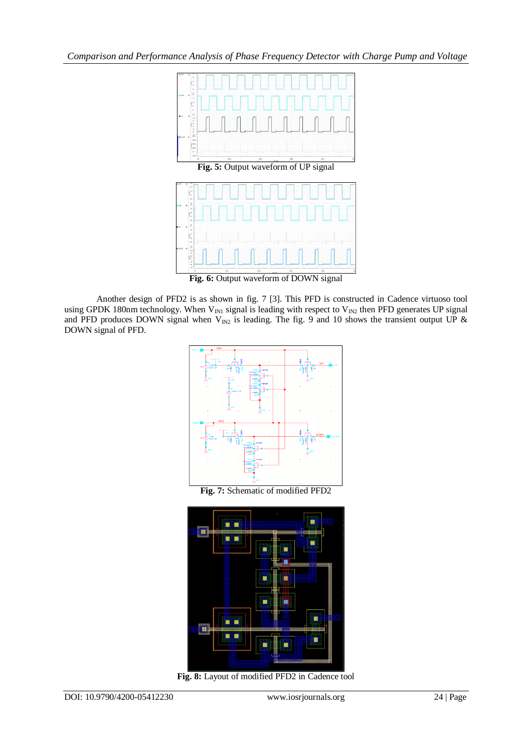**Fig. 5:** Output waveform of UP signal

**Fig. 6:** Output waveform of DOWN signal

Another design of PFD2 is as shown in fig. 7 [3]. This PFD is constructed in Cadence virtuoso tool using GPDK 180nm technology. When $V_{IN1}$ signal is leading with respect to $V_{IN2}$ then PFD generates UP signal and PFD produces DOWN signal when $V_{IN2}$ is leading. The fig. 9 and 10 shows the transient output UP & DOWN signal of PFD.

**Fig. 7:** Schematic of modified PFD2

**Fig. 8:** Layout of modified PFD2 in Cadence tool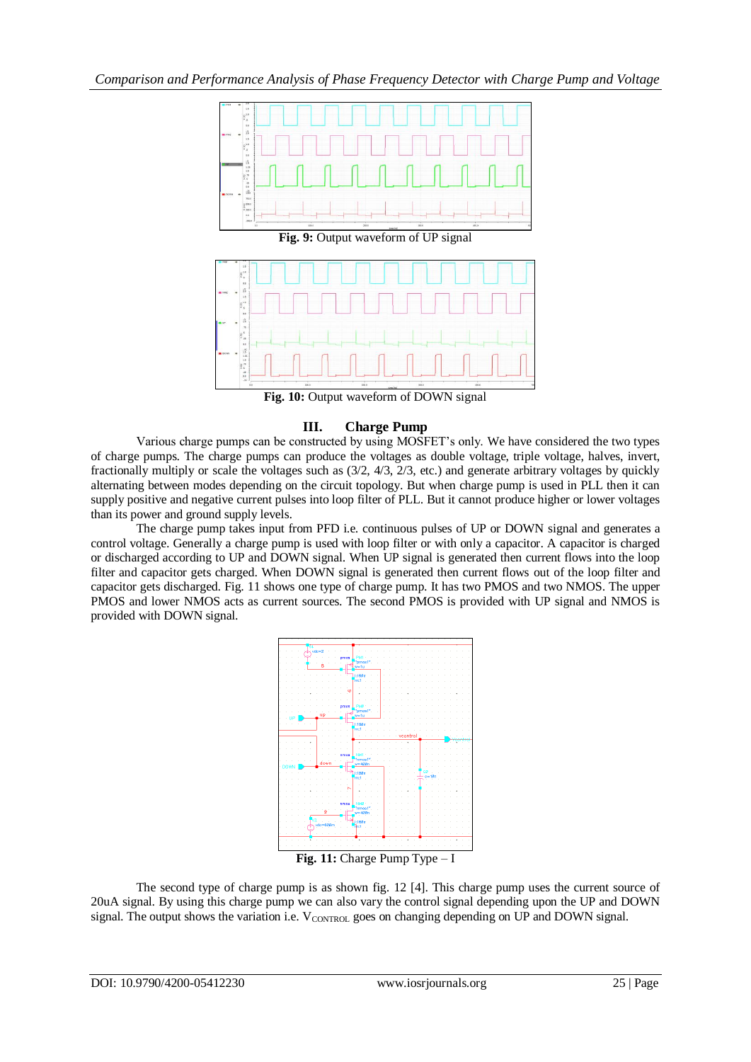**Fig. 9:** Output waveform of UP signal

**Fig. 10:** Output waveform of DOWN signal

## III. Charge Pump

Various charge pumps can be constructed by using MOSFET's only. We have considered the two types of charge pumps. The charge pumps can produce the voltages as double voltage, triple voltage, halves, invert, fractionally multiply or scale the voltages such as (3/2, 4/3, 2/3, etc.) and generate arbitrary voltages by quickly alternating between modes depending on the circuit topology. But when charge pump is used in PLL then it can supply positive and negative current pulses into loop filter of PLL. But it cannot produce higher or lower voltages than its power and ground supply levels.

The charge pump takes input from PFD i.e. continuous pulses of UP or DOWN signal and generates a control voltage. Generally a charge pump is used with loop filter or with only a capacitor. A capacitor is charged or discharged according to UP and DOWN signal. When UP signal is generated then current flows into the loop filter and capacitor gets charged. When DOWN signal is generated then current flows out of the loop filter and capacitor gets discharged. Fig. 11 shows one type of charge pump. It has two PMOS and two NMOS. The upper PMOS and lower NMOS acts as current sources. The second PMOS is provided with UP signal and NMOS is provided with DOWN signal.

**Fig. 11:** Charge Pump Type – I

The second type of charge pump is as shown fig. 12 [4]. This charge pump uses the current source of 20uA signal. By using this charge pump we can also vary the control signal depending upon the UP and DOWN signal. The output shows the variation i.e. $V_{CONTROL}$ goes on changing depending on UP and DOWN signal.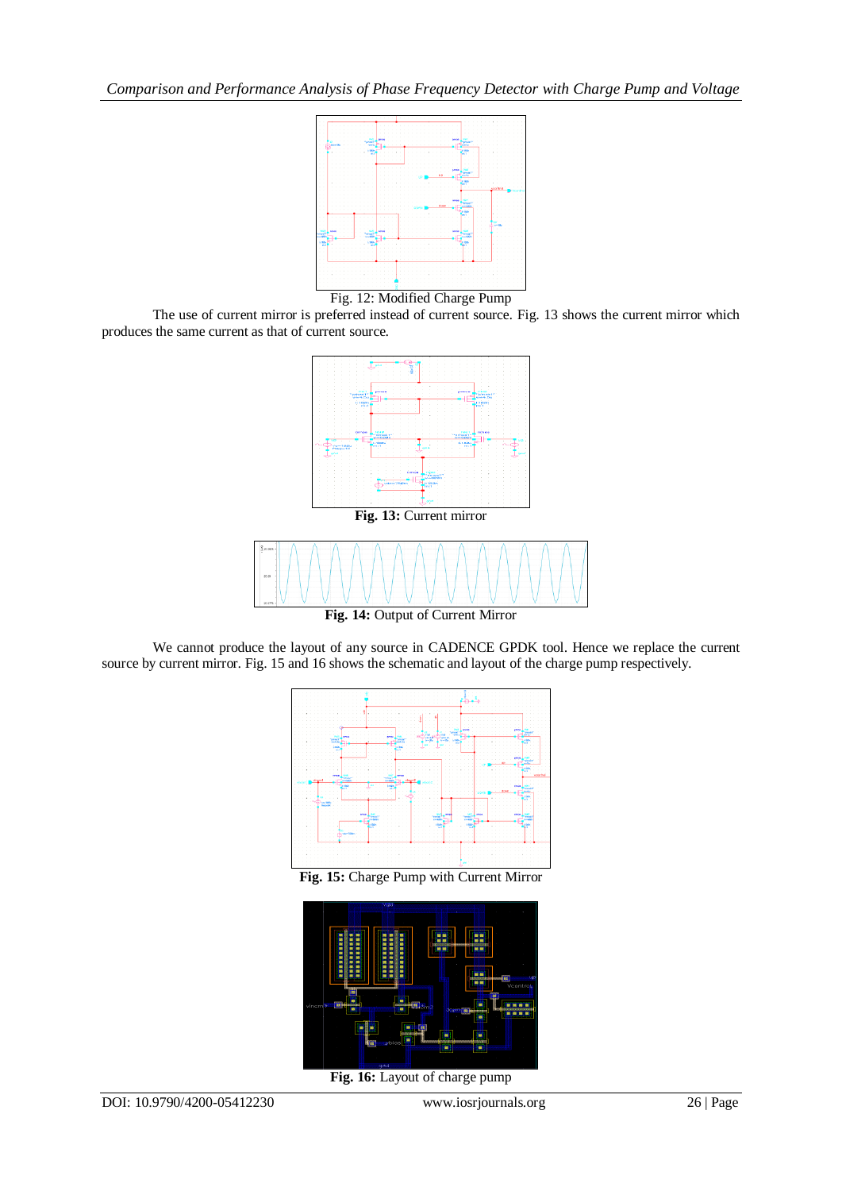Fig. 12: Modified Charge Pump

The use of current mirror is preferred instead of current source. Fig. 13 shows the current mirror which produces the same current as that of current source.

**Fig. 13:** Current mirror

**Fig. 14:** Output of Current Mirror

We cannot produce the layout of any source in CADENCE GPDK tool. Hence we replace the current source by current mirror. Fig. 15 and 16 shows the schematic and layout of the charge pump respectively.

**Fig. 15:** Charge Pump with Current Mirror

**Fig. 16:** Layout of charge pump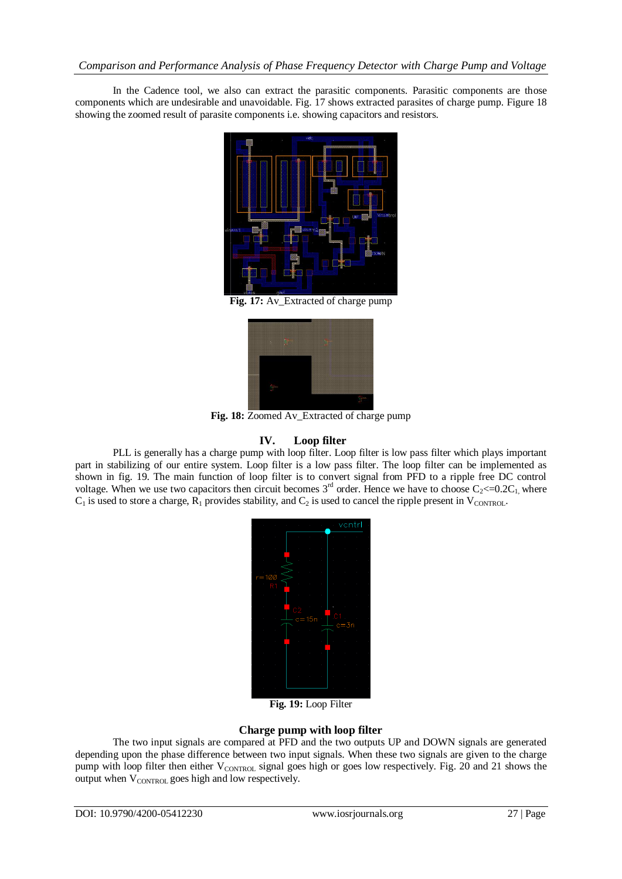In the Cadence tool, we also can extract the parasitic components. Parasitic components are those components which are undesirable and unavoidable. Fig. 17 shows extracted parasites of charge pump. Figure 18 showing the zoomed result of parasite components i.e. showing capacitors and resistors.

**Fig. 17:** Av_Extracted of charge pump

**Fig. 18:** Zoomed Av_Extracted of charge pump

## IV. Loop filter

PLL is generally has a charge pump with loop filter. Loop filter is low pass filter which plays important part in stabilizing of our entire system. Loop filter is a low pass filter. The loop filter can be implemented as shown in fig. 19. The main function of loop filter is to convert signal from PFD to a ripple free DC control voltage. When we use two capacitors then circuit becomes 3rd order. Hence we have to choose $C_2 <= 0.2C_1$, where $C_1$ is used to store a charge, $R_1$ provides stability, and $C_2$ is used to cancel the ripple present in $V_{CONTROL}$.

**Fig. 19:** Loop Filter

### Charge pump with loop filter

The two input signals are compared at PFD and the two outputs UP and DOWN signals are generated depending upon the phase difference between two input signals. When these two signals are given to the charge pump with loop filter then either $V_{CONTROL}$ signal goes high or goes low respectively. Fig. 20 and 21 shows the output when $V_{CONTROL}$ goes high and low respectively.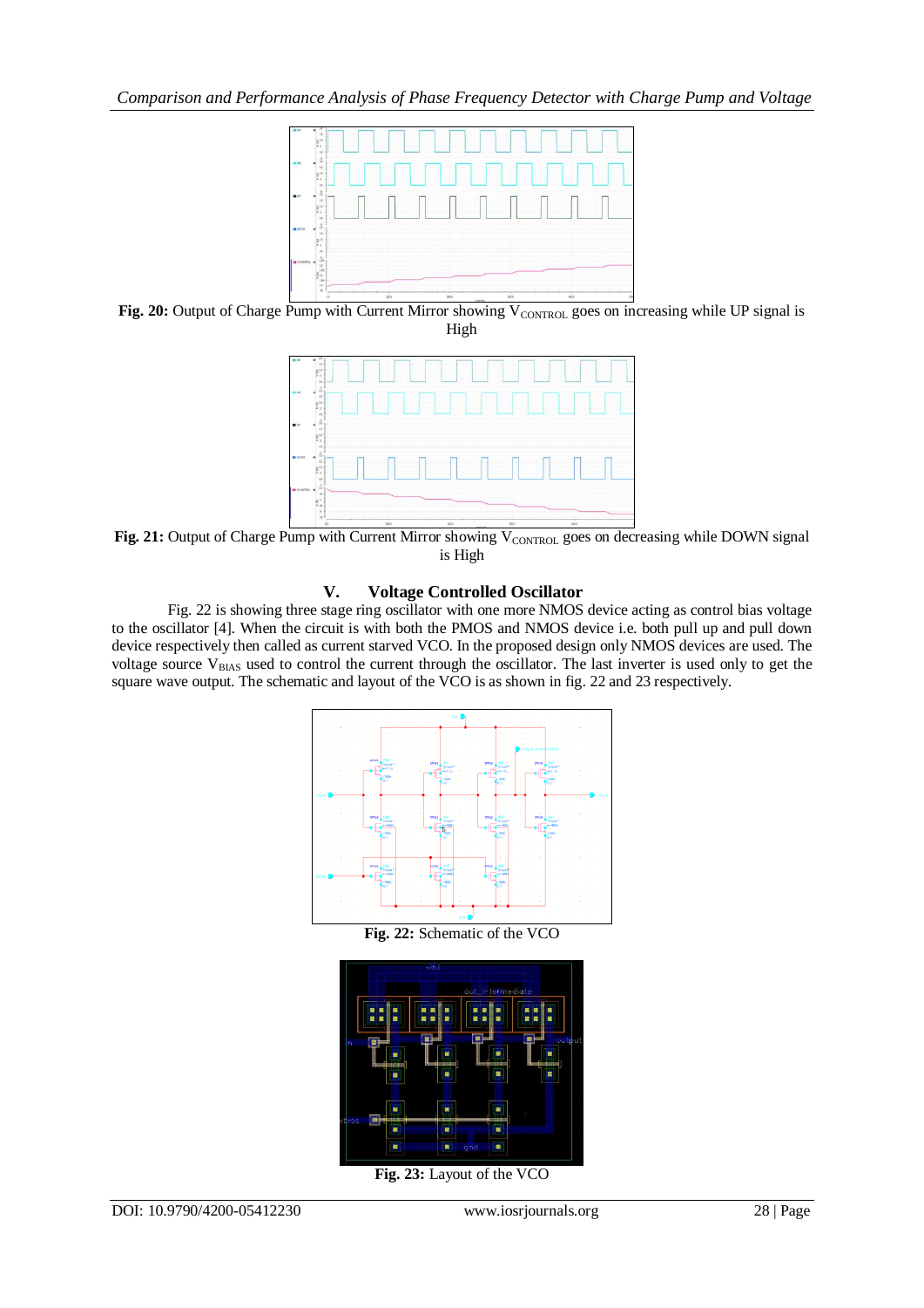**Fig. 20:** Output of Charge Pump with Current Mirror showing $V_{CONTROL}$ goes on increasing while UP signal is High

**Fig. 21:** Output of Charge Pump with Current Mirror showing $V_{CONTROL}$ goes on decreasing while DOWN signal is High

## V. Voltage Controlled Oscillator

Fig. 22 is showing three stage ring oscillator with one more NMOS device acting as control bias voltage to the oscillator [4]. When the circuit is with both the PMOS and NMOS device i.e. both pull up and pull down device respectively then called as current starved VCO. In the proposed design only NMOS devices are used. The voltage source $V_{BIAS}$ used to control the current through the oscillator. The last inverter is used only to get the square wave output. The schematic and layout of the VCO is as shown in fig. 22 and 23 respectively.

**Fig. 22:** Schematic of the VCO

**Fig. 23:** Layout of the VCO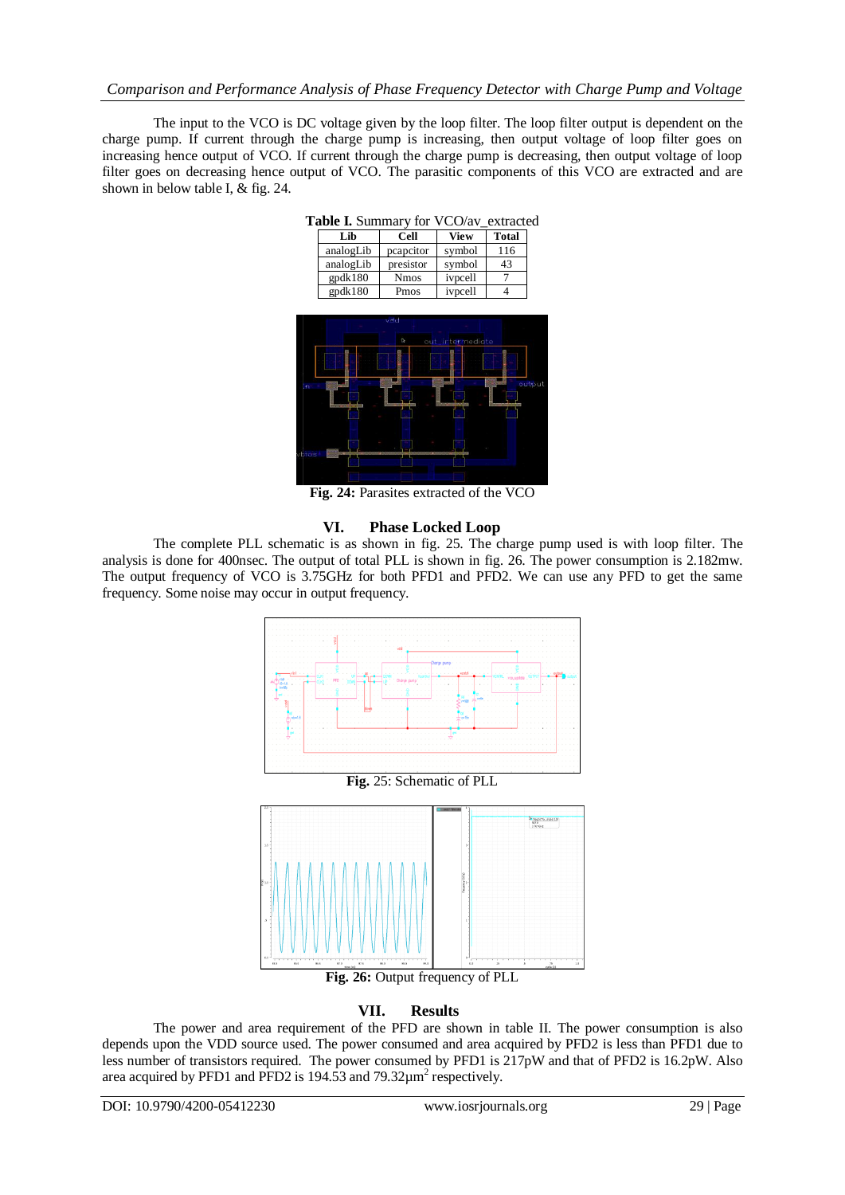The input to the VCO is DC voltage given by the loop filter. The loop filter output is dependent on the charge pump. If current through the charge pump is increasing, then output voltage of loop filter goes on increasing hence output of VCO. If current through the charge pump is decreasing, then output voltage of loop filter goes on decreasing hence output of VCO. The parasitic components of this VCO are extracted and are shown in below table I, & fig. 24.

**Table I.** Summary for VCO/av_extracted

| Lib | Cell | View | Total |
|---|---|---|---|
| analogLib | pcapcitor | symbol | 116 |
| analogLib | presistor | symbol | 43 |
| gpdk180 | Nmos | ivpcell | 7 |
| gpdk180 | Pmos | ivpcell | 4 |

**Fig. 24:** Parasites extracted of the VCO

## VI. Phase Locked Loop

The complete PLL schematic is as shown in fig. 25. The charge pump used is with loop filter. The analysis is done for 400nsec. The output of total PLL is shown in fig. 26. The power consumption is 2.182mw. The output frequency of VCO is 3.75GHz for both PFD1 and PFD2. We can use any PFD to get the same frequency. Some noise may occur in output frequency.

**Fig.** 25: Schematic of PLL

**Fig. 26:** Output frequency of PLL

## VII. Results

The power and area requirement of the PFD are shown in table II. The power consumption is also depends upon the VDD source used. The power consumed and area acquired by PFD2 is less than PFD1 due to less number of transistors required. The power consumed by PFD1 is 217pW and that of PFD2 is 16.2pW. Also area acquired by PFD1 and PFD2 is 194.53 and 79.32µm$^2$ respectively.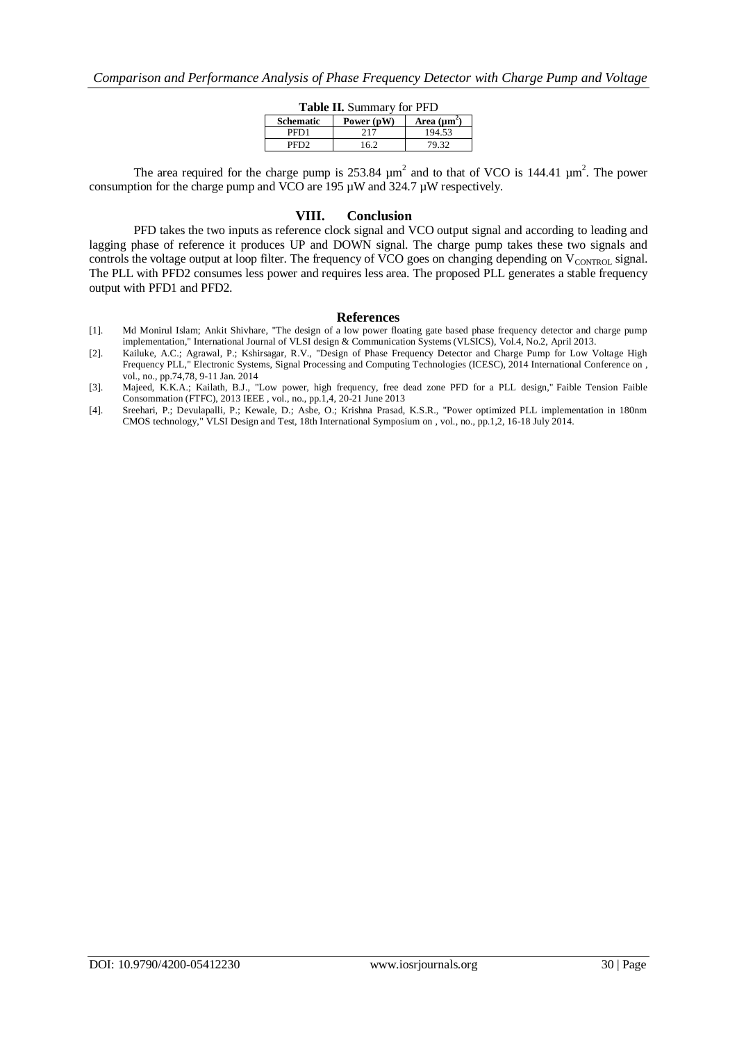**Table II.** Summary for PFD

| Schematic | Power (pW) | Area ($\mu m^2$) |
|---|---|---|
| PFD1 | 217 | 194.53 |
| PFD2 | 16.2 | 79.32 |

The area required for the charge pump is 253.84 $\mu m^2$ and to that of VCO is 144.41 $\mu m^2$. The power consumption for the charge pump and VCO are 195 µW and 324.7 µW respectively.

## VIII. Conclusion

PFD takes the two inputs as reference clock signal and VCO output signal and according to leading and lagging phase of reference it produces UP and DOWN signal. The charge pump takes these two signals and controls the voltage output at loop filter. The frequency of VCO goes on changing depending on $V_{CONTROL}$ signal. The PLL with PFD2 consumes less power and requires less area. The proposed PLL generates a stable frequency output with PFD1 and PFD2.

## References

[1]. Md Monirul Islam; Ankit Shivhare, "The design of a low power floating gate based phase frequency detector and charge pump implementation," International Journal of VLSI design & Communication Systems (VLSICS), Vol.4, No.2, April 2013.

[2]. Kailuke, A.C.; Agrawal, P.; Kshirsagar, R.V., "Design of Phase Frequency Detector and Charge Pump for Low Voltage High Frequency PLL," Electronic Systems, Signal Processing and Computing Technologies (ICESC), 2014 International Conference on , vol., no., pp.74,78, 9-11 Jan. 2014

[3]. Majeed, K.K.A.; Kailath, B.J., "Low power, high frequency, free dead zone PFD for a PLL design," Faible Tension Faible Consommation (FTFC), 2013 IEEE , vol., no., pp.1,4, 20-21 June 2013

[4]. Sreehari, P.; Devulapalli, P.; Kewale, D.; Asbe, O.; Krishna Prasad, K.S.R., "Power optimized PLL implementation in 180nm CMOS technology," VLSI Design and Test, 18th International Symposium on , vol., no., pp.1,2, 16-18 July 2014.